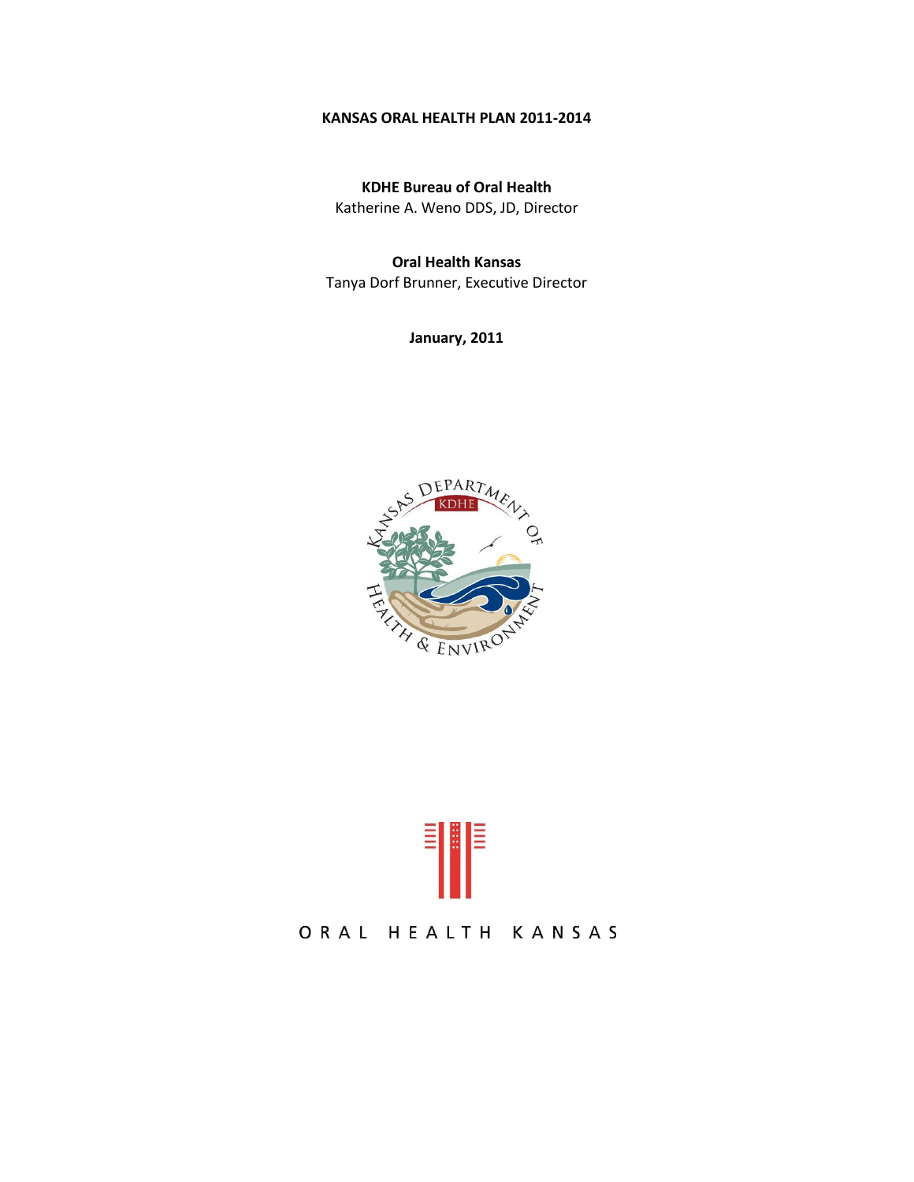# KANSAS ORAL HEALTH PLAN 2011-2014

**KDHE Bureau of Oral Health**
Katherine A. Weno DDS, JD, Director

**Oral Health Kansas**
Tanya Dorf Brunner, Executive Director

**January, 2011**

ORAL HEALTH KANSAS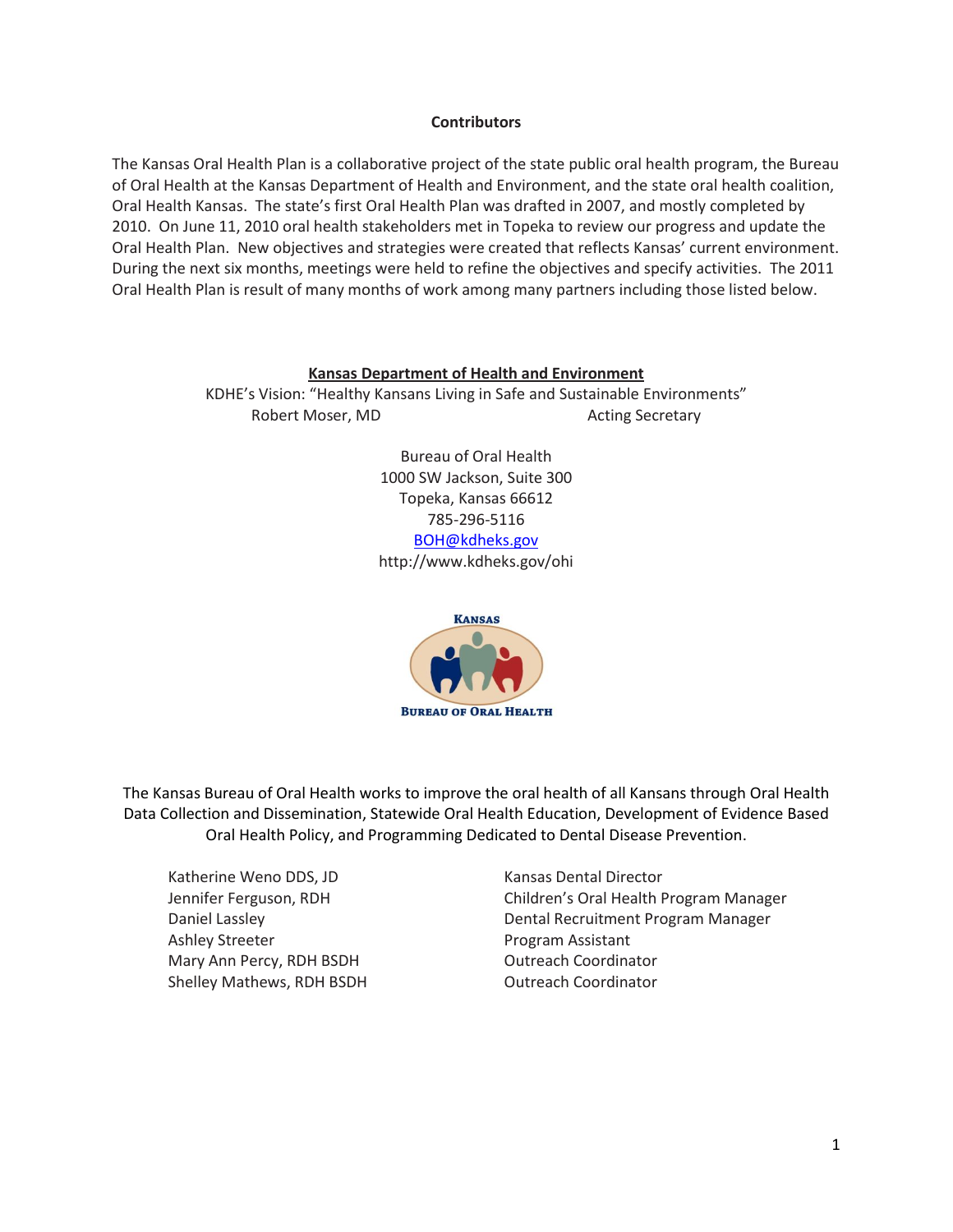## Contributors

The Kansas Oral Health Plan is a collaborative project of the state public oral health program, the Bureau of Oral Health at the Kansas Department of Health and Environment, and the state oral health coalition, Oral Health Kansas. The state's first Oral Health Plan was drafted in 2007, and mostly completed by 2010. On June 11, 2010 oral health stakeholders met in Topeka to review our progress and update the Oral Health Plan. New objectives and strategies were created that reflects Kansas' current environment. During the next six months, meetings were held to refine the objectives and specify activities. The 2011 Oral Health Plan is result of many months of work among many partners including those listed below.

**Kansas Department of Health and Environment**

KDHE's Vision: "Healthy Kansans Living in Safe and Sustainable Environments"

Robert Moser, MD — Acting Secretary

Bureau of Oral Health
1000 SW Jackson, Suite 300
Topeka, Kansas 66612
785-296-5116
BOH@kdheks.gov
http://www.kdheks.gov/ohi

KANSAS BUREAU OF ORAL HEALTH

The Kansas Bureau of Oral Health works to improve the oral health of all Kansans through Oral Health Data Collection and Dissemination, Statewide Oral Health Education, Development of Evidence Based Oral Health Policy, and Programming Dedicated to Dental Disease Prevention.

| Name | Title |
|---|---|
| Katherine Weno DDS, JD | Kansas Dental Director |
| Jennifer Ferguson, RDH | Children's Oral Health Program Manager |
| Daniel Lassley | Dental Recruitment Program Manager |
| Ashley Streeter | Program Assistant |
| Mary Ann Percy, RDH BSDH | Outreach Coordinator |
| Shelley Mathews, RDH BSDH | Outreach Coordinator |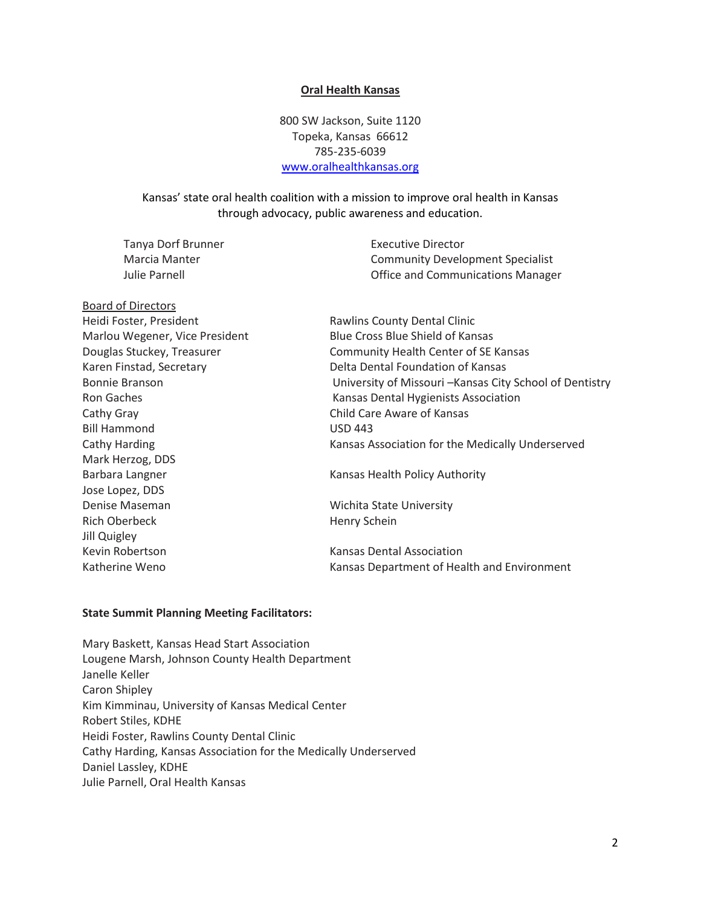**Oral Health Kansas**

800 SW Jackson, Suite 1120
Topeka, Kansas 66612
785-235-6039
www.oralhealthkansas.org

Kansas' state oral health coalition with a mission to improve oral health in Kansas through advocacy, public awareness and education.

| | |
|---|---|
| Tanya Dorf Brunner | Executive Director |
| Marcia Manter | Community Development Specialist |
| Julie Parnell | Office and Communications Manager |

Board of Directors

| | |
|---|---|
| Heidi Foster, President | Rawlins County Dental Clinic |
| Marlou Wegener, Vice President | Blue Cross Blue Shield of Kansas |
| Douglas Stuckey, Treasurer | Community Health Center of SE Kansas |
| Karen Finstad, Secretary | Delta Dental Foundation of Kansas |
| Bonnie Branson | University of Missouri –Kansas City School of Dentistry |
| Ron Gaches | Kansas Dental Hygienists Association |
| Cathy Gray | Child Care Aware of Kansas |
| Bill Hammond | USD 443 |
| Cathy Harding | Kansas Association for the Medically Underserved |
| Mark Herzog, DDS | |
| Barbara Langner | Kansas Health Policy Authority |
| Jose Lopez, DDS | |
| Denise Maseman | Wichita State University |
| Rich Oberbeck | Henry Schein |
| Jill Quigley | |
| Kevin Robertson | Kansas Dental Association |
| Katherine Weno | Kansas Department of Health and Environment |

**State Summit Planning Meeting Facilitators:**

Mary Baskett, Kansas Head Start Association
Lougene Marsh, Johnson County Health Department
Janelle Keller
Caron Shipley
Kim Kimminau, University of Kansas Medical Center
Robert Stiles, KDHE
Heidi Foster, Rawlins County Dental Clinic
Cathy Harding, Kansas Association for the Medically Underserved
Daniel Lassley, KDHE
Julie Parnell, Oral Health Kansas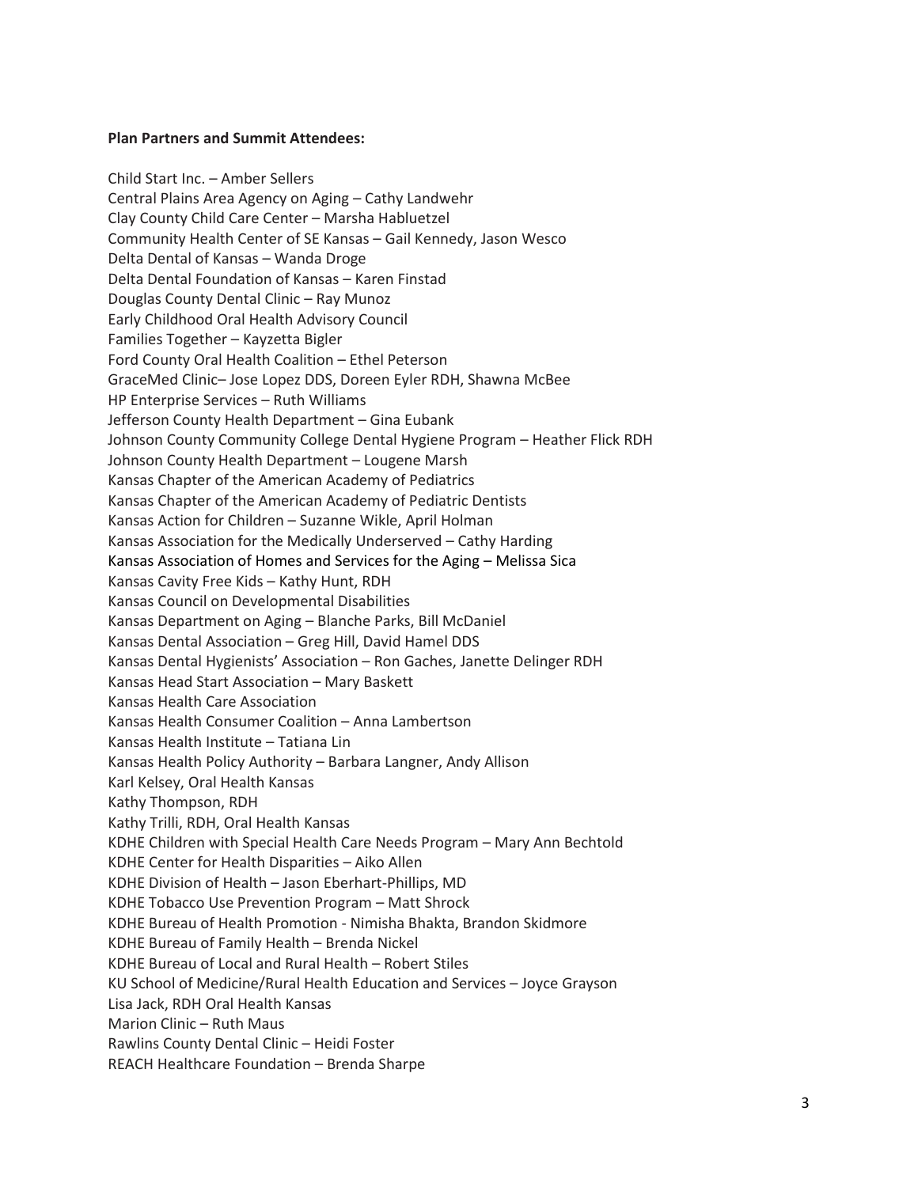**Plan Partners and Summit Attendees:**

Child Start Inc. – Amber Sellers
Central Plains Area Agency on Aging – Cathy Landwehr
Clay County Child Care Center – Marsha Habluetzel
Community Health Center of SE Kansas – Gail Kennedy, Jason Wesco
Delta Dental of Kansas – Wanda Droge
Delta Dental Foundation of Kansas – Karen Finstad
Douglas County Dental Clinic – Ray Munoz
Early Childhood Oral Health Advisory Council
Families Together – Kayzetta Bigler
Ford County Oral Health Coalition – Ethel Peterson
GraceMed Clinic– Jose Lopez DDS, Doreen Eyler RDH, Shawna McBee
HP Enterprise Services – Ruth Williams
Jefferson County Health Department – Gina Eubank
Johnson County Community College Dental Hygiene Program – Heather Flick RDH
Johnson County Health Department – Lougene Marsh
Kansas Chapter of the American Academy of Pediatrics
Kansas Chapter of the American Academy of Pediatric Dentists
Kansas Action for Children – Suzanne Wikle, April Holman
Kansas Association for the Medically Underserved – Cathy Harding
Kansas Association of Homes and Services for the Aging – Melissa Sica
Kansas Cavity Free Kids – Kathy Hunt, RDH
Kansas Council on Developmental Disabilities
Kansas Department on Aging – Blanche Parks, Bill McDaniel
Kansas Dental Association – Greg Hill, David Hamel DDS
Kansas Dental Hygienists' Association – Ron Gaches, Janette Delinger RDH
Kansas Head Start Association – Mary Baskett
Kansas Health Care Association
Kansas Health Consumer Coalition – Anna Lambertson
Kansas Health Institute – Tatiana Lin
Kansas Health Policy Authority – Barbara Langner, Andy Allison
Karl Kelsey, Oral Health Kansas
Kathy Thompson, RDH
Kathy Trilli, RDH, Oral Health Kansas
KDHE Children with Special Health Care Needs Program – Mary Ann Bechtold
KDHE Center for Health Disparities – Aiko Allen
KDHE Division of Health – Jason Eberhart-Phillips, MD
KDHE Tobacco Use Prevention Program – Matt Shrock
KDHE Bureau of Health Promotion - Nimisha Bhakta, Brandon Skidmore
KDHE Bureau of Family Health – Brenda Nickel
KDHE Bureau of Local and Rural Health – Robert Stiles
KU School of Medicine/Rural Health Education and Services – Joyce Grayson
Lisa Jack, RDH Oral Health Kansas
Marion Clinic – Ruth Maus
Rawlins County Dental Clinic – Heidi Foster
REACH Healthcare Foundation – Brenda Sharpe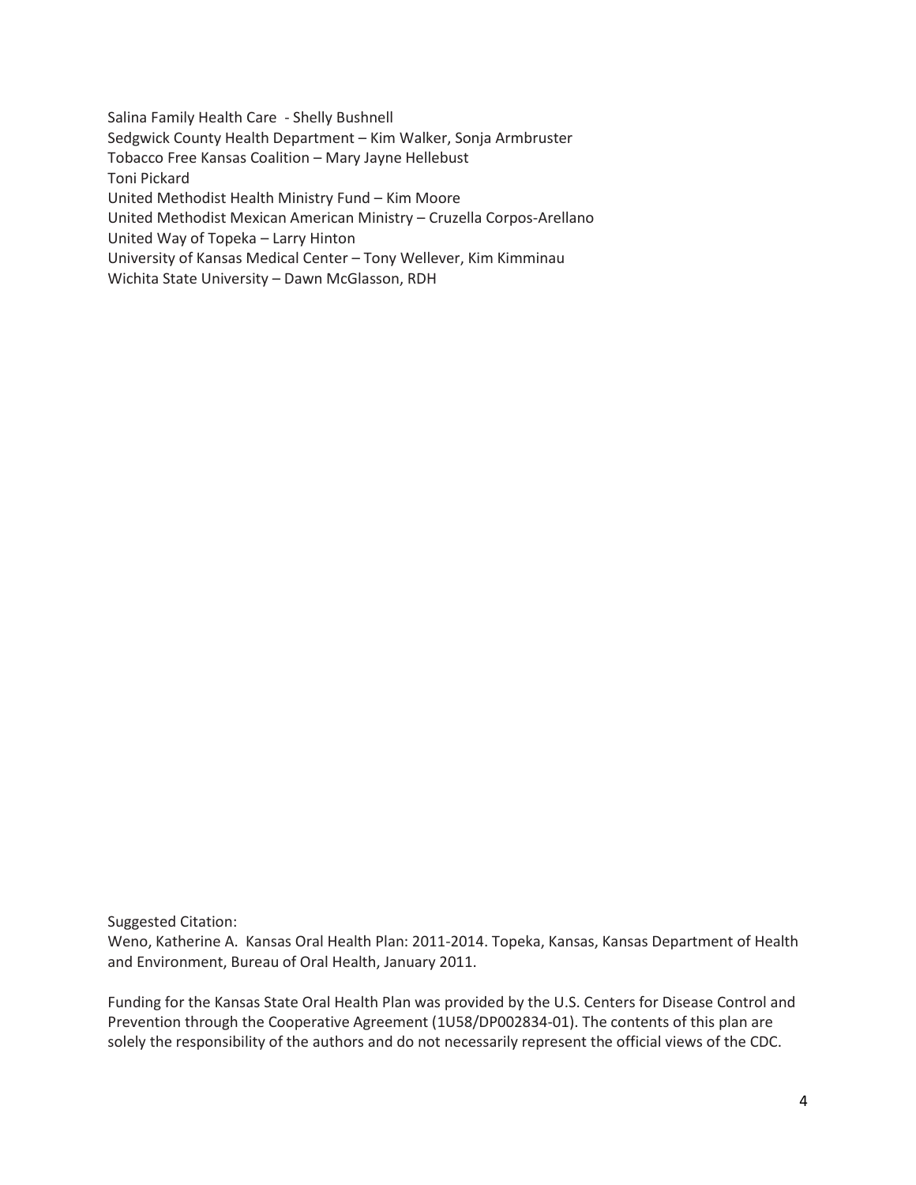Salina Family Health Care - Shelly Bushnell
Sedgwick County Health Department – Kim Walker, Sonja Armbruster
Tobacco Free Kansas Coalition – Mary Jayne Hellebust
Toni Pickard
United Methodist Health Ministry Fund – Kim Moore
United Methodist Mexican American Ministry – Cruzella Corpos-Arellano
United Way of Topeka – Larry Hinton
University of Kansas Medical Center – Tony Wellever, Kim Kimminau
Wichita State University – Dawn McGlasson, RDH

Suggested Citation:
Weno, Katherine A. Kansas Oral Health Plan: 2011-2014. Topeka, Kansas, Kansas Department of Health and Environment, Bureau of Oral Health, January 2011.

Funding for the Kansas State Oral Health Plan was provided by the U.S. Centers for Disease Control and Prevention through the Cooperative Agreement (1U58/DP002834-01). The contents of this plan are solely the responsibility of the authors and do not necessarily represent the official views of the CDC.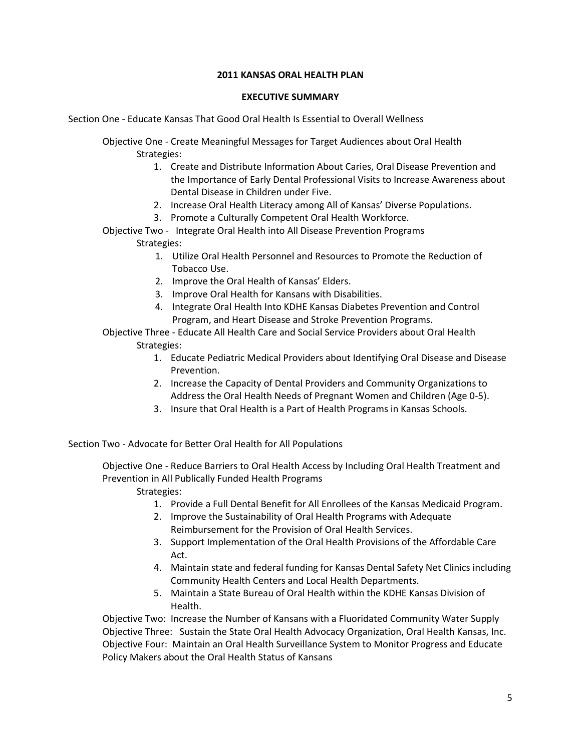# 2011 KANSAS ORAL HEALTH PLAN

## EXECUTIVE SUMMARY

Section One - Educate Kansas That Good Oral Health Is Essential to Overall Wellness

Objective One - Create Meaningful Messages for Target Audiences about Oral Health

Strategies:

1. Create and Distribute Information About Caries, Oral Disease Prevention and the Importance of Early Dental Professional Visits to Increase Awareness about Dental Disease in Children under Five.
2. Increase Oral Health Literacy among All of Kansas' Diverse Populations.
3. Promote a Culturally Competent Oral Health Workforce.

Objective Two - Integrate Oral Health into All Disease Prevention Programs

Strategies:

1. Utilize Oral Health Personnel and Resources to Promote the Reduction of Tobacco Use.
2. Improve the Oral Health of Kansas' Elders.
3. Improve Oral Health for Kansans with Disabilities.
4. Integrate Oral Health Into KDHE Kansas Diabetes Prevention and Control Program, and Heart Disease and Stroke Prevention Programs.

Objective Three - Educate All Health Care and Social Service Providers about Oral Health

Strategies:

1. Educate Pediatric Medical Providers about Identifying Oral Disease and Disease Prevention.
2. Increase the Capacity of Dental Providers and Community Organizations to Address the Oral Health Needs of Pregnant Women and Children (Age 0-5).
3. Insure that Oral Health is a Part of Health Programs in Kansas Schools.

Section Two - Advocate for Better Oral Health for All Populations

Objective One - Reduce Barriers to Oral Health Access by Including Oral Health Treatment and Prevention in All Publically Funded Health Programs

Strategies:

1. Provide a Full Dental Benefit for All Enrollees of the Kansas Medicaid Program.
2. Improve the Sustainability of Oral Health Programs with Adequate Reimbursement for the Provision of Oral Health Services.
3. Support Implementation of the Oral Health Provisions of the Affordable Care Act.
4. Maintain state and federal funding for Kansas Dental Safety Net Clinics including Community Health Centers and Local Health Departments.
5. Maintain a State Bureau of Oral Health within the KDHE Kansas Division of Health.

Objective Two: Increase the Number of Kansans with a Fluoridated Community Water Supply

Objective Three: Sustain the State Oral Health Advocacy Organization, Oral Health Kansas, Inc.

Objective Four: Maintain an Oral Health Surveillance System to Monitor Progress and Educate Policy Makers about the Oral Health Status of Kansans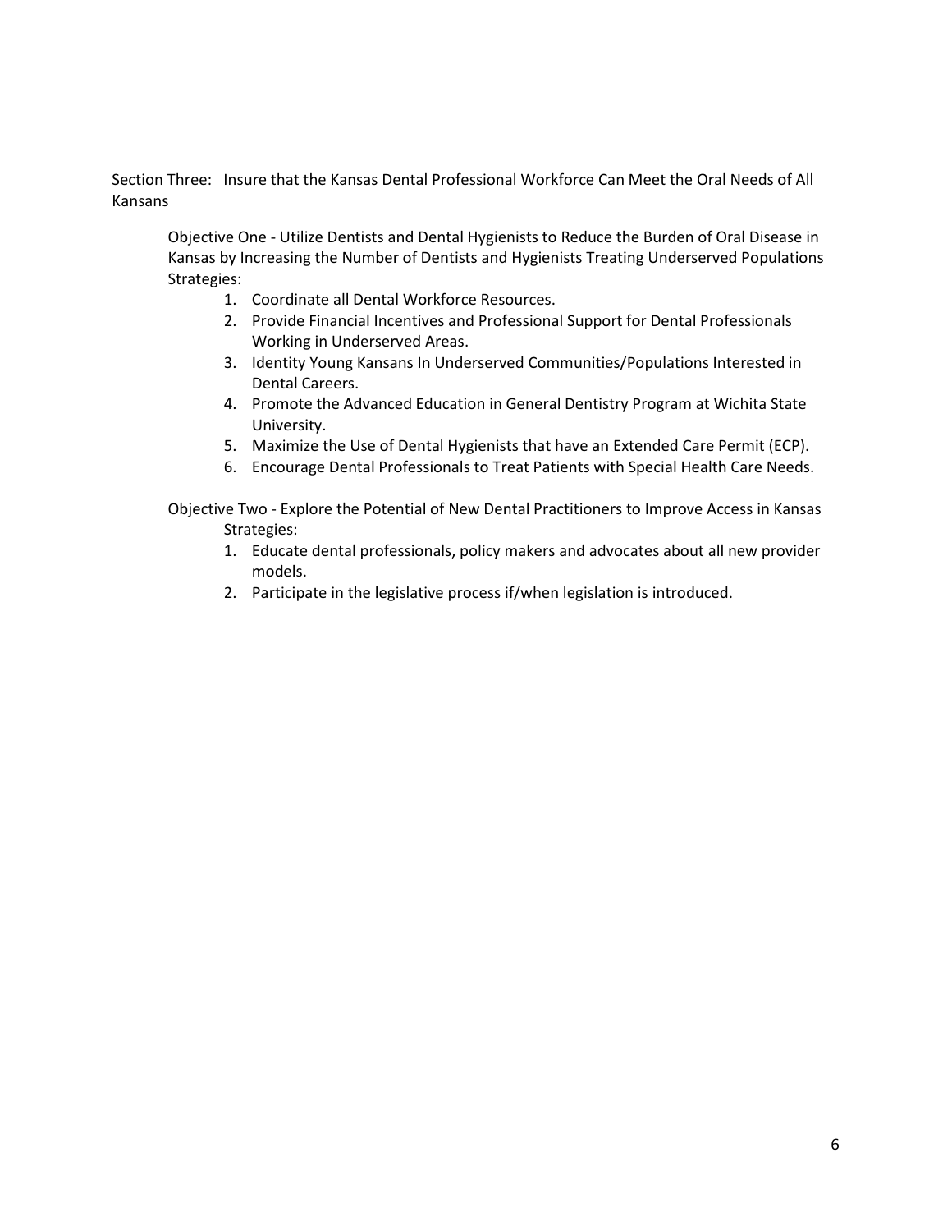Section Three: Insure that the Kansas Dental Professional Workforce Can Meet the Oral Needs of All Kansans

Objective One - Utilize Dentists and Dental Hygienists to Reduce the Burden of Oral Disease in Kansas by Increasing the Number of Dentists and Hygienists Treating Underserved Populations

Strategies:

1. Coordinate all Dental Workforce Resources.
2. Provide Financial Incentives and Professional Support for Dental Professionals Working in Underserved Areas.
3. Identity Young Kansans In Underserved Communities/Populations Interested in Dental Careers.
4. Promote the Advanced Education in General Dentistry Program at Wichita State University.
5. Maximize the Use of Dental Hygienists that have an Extended Care Permit (ECP).
6. Encourage Dental Professionals to Treat Patients with Special Health Care Needs.

Objective Two - Explore the Potential of New Dental Practitioners to Improve Access in Kansas

Strategies:

1. Educate dental professionals, policy makers and advocates about all new provider models.
2. Participate in the legislative process if/when legislation is introduced.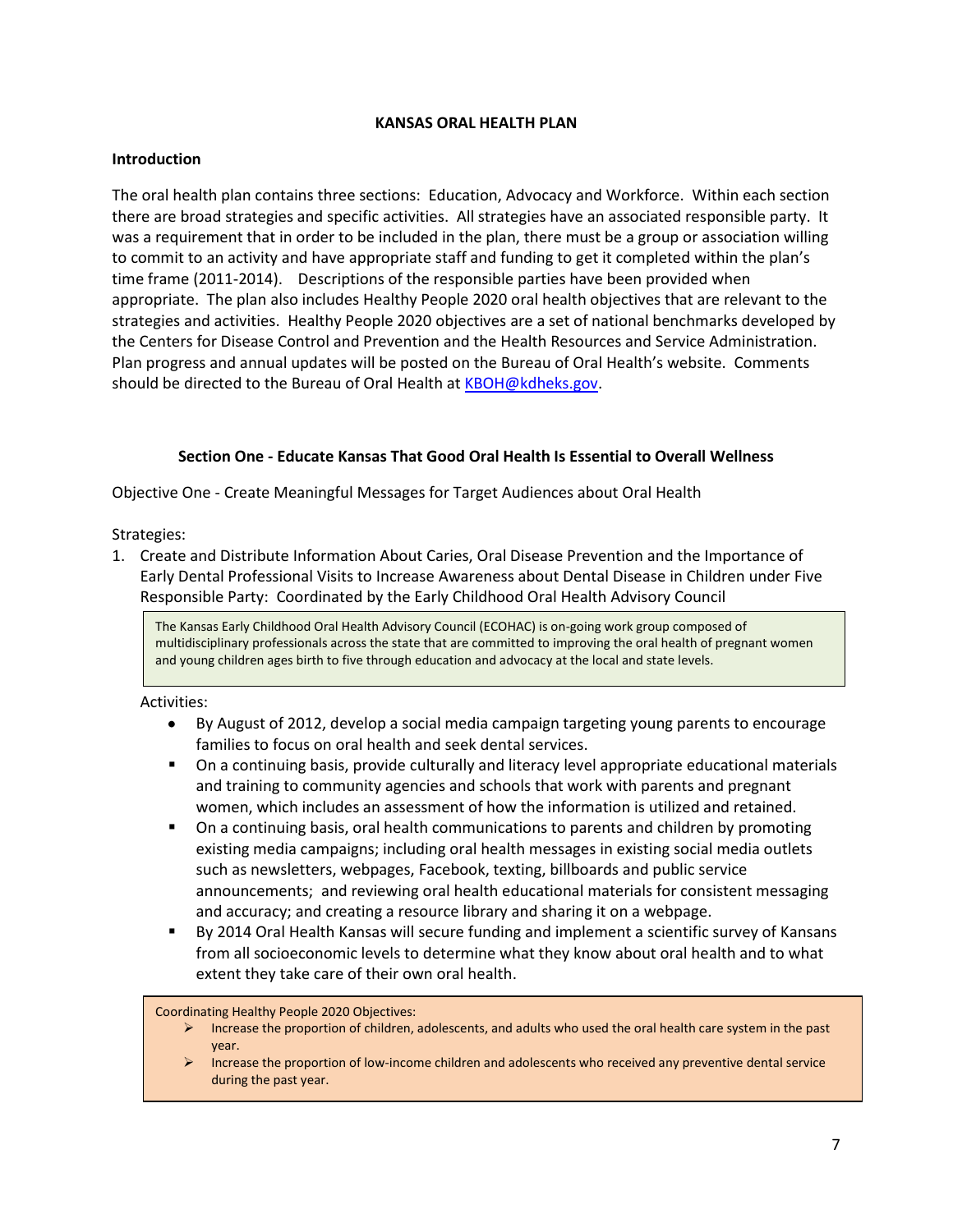# KANSAS ORAL HEALTH PLAN

## Introduction

The oral health plan contains three sections: Education, Advocacy and Workforce. Within each section there are broad strategies and specific activities. All strategies have an associated responsible party. It was a requirement that in order to be included in the plan, there must be a group or association willing to commit to an activity and have appropriate staff and funding to get it completed within the plan's time frame (2011-2014). Descriptions of the responsible parties have been provided when appropriate. The plan also includes Healthy People 2020 oral health objectives that are relevant to the strategies and activities. Healthy People 2020 objectives are a set of national benchmarks developed by the Centers for Disease Control and Prevention and the Health Resources and Service Administration. Plan progress and annual updates will be posted on the Bureau of Oral Health's website. Comments should be directed to the Bureau of Oral Health at KBOH@kdheks.gov.

## Section One - Educate Kansas That Good Oral Health Is Essential to Overall Wellness

Objective One - Create Meaningful Messages for Target Audiences about Oral Health

Strategies:

1. Create and Distribute Information About Caries, Oral Disease Prevention and the Importance of Early Dental Professional Visits to Increase Awareness about Dental Disease in Children under Five
   Responsible Party: Coordinated by the Early Childhood Oral Health Advisory Council

   > The Kansas Early Childhood Oral Health Advisory Council (ECOHAC) is on-going work group composed of multidisciplinary professionals across the state that are committed to improving the oral health of pregnant women and young children ages birth to five through education and advocacy at the local and state levels.

   Activities:

   - By August of 2012, develop a social media campaign targeting young parents to encourage families to focus on oral health and seek dental services.
   - On a continuing basis, provide culturally and literacy level appropriate educational materials and training to community agencies and schools that work with parents and pregnant women, which includes an assessment of how the information is utilized and retained.
   - On a continuing basis, oral health communications to parents and children by promoting existing media campaigns; including oral health messages in existing social media outlets such as newsletters, webpages, Facebook, texting, billboards and public service announcements; and reviewing oral health educational materials for consistent messaging and accuracy; and creating a resource library and sharing it on a webpage.
   - By 2014 Oral Health Kansas will secure funding and implement a scientific survey of Kansans from all socioeconomic levels to determine what they know about oral health and to what extent they take care of their own oral health.

> Coordinating Healthy People 2020 Objectives:
> - Increase the proportion of children, adolescents, and adults who used the oral health care system in the past year.
> - Increase the proportion of low-income children and adolescents who received any preventive dental service during the past year.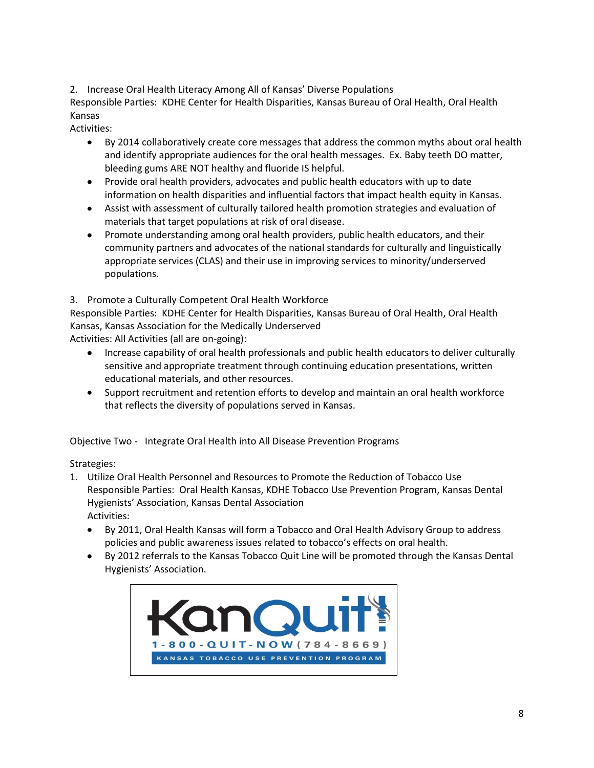2. Increase Oral Health Literacy Among All of Kansas' Diverse Populations

Responsible Parties: KDHE Center for Health Disparities, Kansas Bureau of Oral Health, Oral Health Kansas

Activities:

- By 2014 collaboratively create core messages that address the common myths about oral health and identify appropriate audiences for the oral health messages. Ex. Baby teeth DO matter, bleeding gums ARE NOT healthy and fluoride IS helpful.
- Provide oral health providers, advocates and public health educators with up to date information on health disparities and influential factors that impact health equity in Kansas.
- Assist with assessment of culturally tailored health promotion strategies and evaluation of materials that target populations at risk of oral disease.
- Promote understanding among oral health providers, public health educators, and their community partners and advocates of the national standards for culturally and linguistically appropriate services (CLAS) and their use in improving services to minority/underserved populations.

3. Promote a Culturally Competent Oral Health Workforce

Responsible Parties: KDHE Center for Health Disparities, Kansas Bureau of Oral Health, Oral Health Kansas, Kansas Association for the Medically Underserved

Activities: All Activities (all are on-going):

- Increase capability of oral health professionals and public health educators to deliver culturally sensitive and appropriate treatment through continuing education presentations, written educational materials, and other resources.
- Support recruitment and retention efforts to develop and maintain an oral health workforce that reflects the diversity of populations served in Kansas.

Objective Two - Integrate Oral Health into All Disease Prevention Programs

Strategies:

1. Utilize Oral Health Personnel and Resources to Promote the Reduction of Tobacco Use

   Responsible Parties: Oral Health Kansas, KDHE Tobacco Use Prevention Program, Kansas Dental Hygienists' Association, Kansas Dental Association

   Activities:

   - By 2011, Oral Health Kansas will form a Tobacco and Oral Health Advisory Group to address policies and public awareness issues related to tobacco's effects on oral health.
   - By 2012 referrals to the Kansas Tobacco Quit Line will be promoted through the Kansas Dental Hygienists' Association.

KanQuit!
1-800-QUIT-NOW (784-8669)
KANSAS TOBACCO USE PREVENTION PROGRAM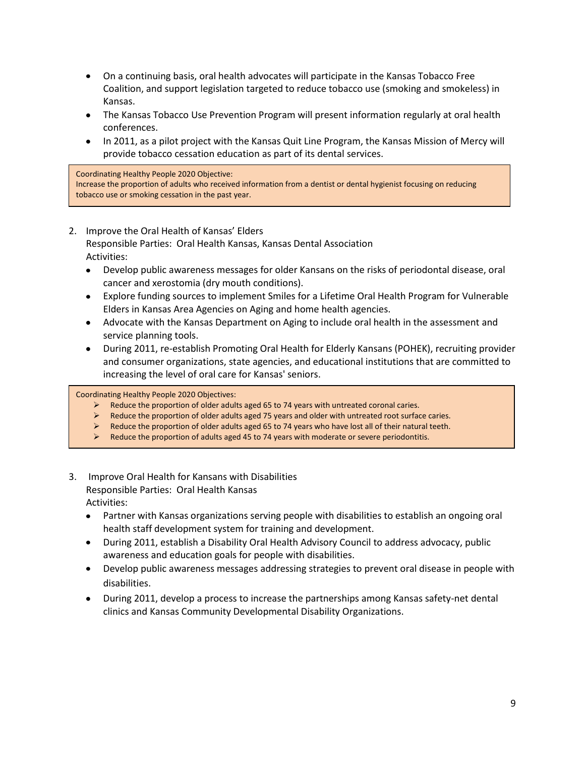- On a continuing basis, oral health advocates will participate in the Kansas Tobacco Free Coalition, and support legislation targeted to reduce tobacco use (smoking and smokeless) in Kansas.
- The Kansas Tobacco Use Prevention Program will present information regularly at oral health conferences.
- In 2011, as a pilot project with the Kansas Quit Line Program, the Kansas Mission of Mercy will provide tobacco cessation education as part of its dental services.

> Coordinating Healthy People 2020 Objective:
> Increase the proportion of adults who received information from a dentist or dental hygienist focusing on reducing tobacco use or smoking cessation in the past year.

2. Improve the Oral Health of Kansas' Elders
   Responsible Parties: Oral Health Kansas, Kansas Dental Association
   Activities:
   - Develop public awareness messages for older Kansans on the risks of periodontal disease, oral cancer and xerostomia (dry mouth conditions).
   - Explore funding sources to implement Smiles for a Lifetime Oral Health Program for Vulnerable Elders in Kansas Area Agencies on Aging and home health agencies.
   - Advocate with the Kansas Department on Aging to include oral health in the assessment and service planning tools.
   - During 2011, re-establish Promoting Oral Health for Elderly Kansans (POHEK), recruiting provider and consumer organizations, state agencies, and educational institutions that are committed to increasing the level of oral care for Kansas' seniors.

> Coordinating Healthy People 2020 Objectives:
> - Reduce the proportion of older adults aged 65 to 74 years with untreated coronal caries.
> - Reduce the proportion of older adults aged 75 years and older with untreated root surface caries.
> - Reduce the proportion of older adults aged 65 to 74 years who have lost all of their natural teeth.
> - Reduce the proportion of adults aged 45 to 74 years with moderate or severe periodontitis.

3. Improve Oral Health for Kansans with Disabilities
   Responsible Parties: Oral Health Kansas
   Activities:
   - Partner with Kansas organizations serving people with disabilities to establish an ongoing oral health staff development system for training and development.
   - During 2011, establish a Disability Oral Health Advisory Council to address advocacy, public awareness and education goals for people with disabilities.
   - Develop public awareness messages addressing strategies to prevent oral disease in people with disabilities.
   - During 2011, develop a process to increase the partnerships among Kansas safety-net dental clinics and Kansas Community Developmental Disability Organizations.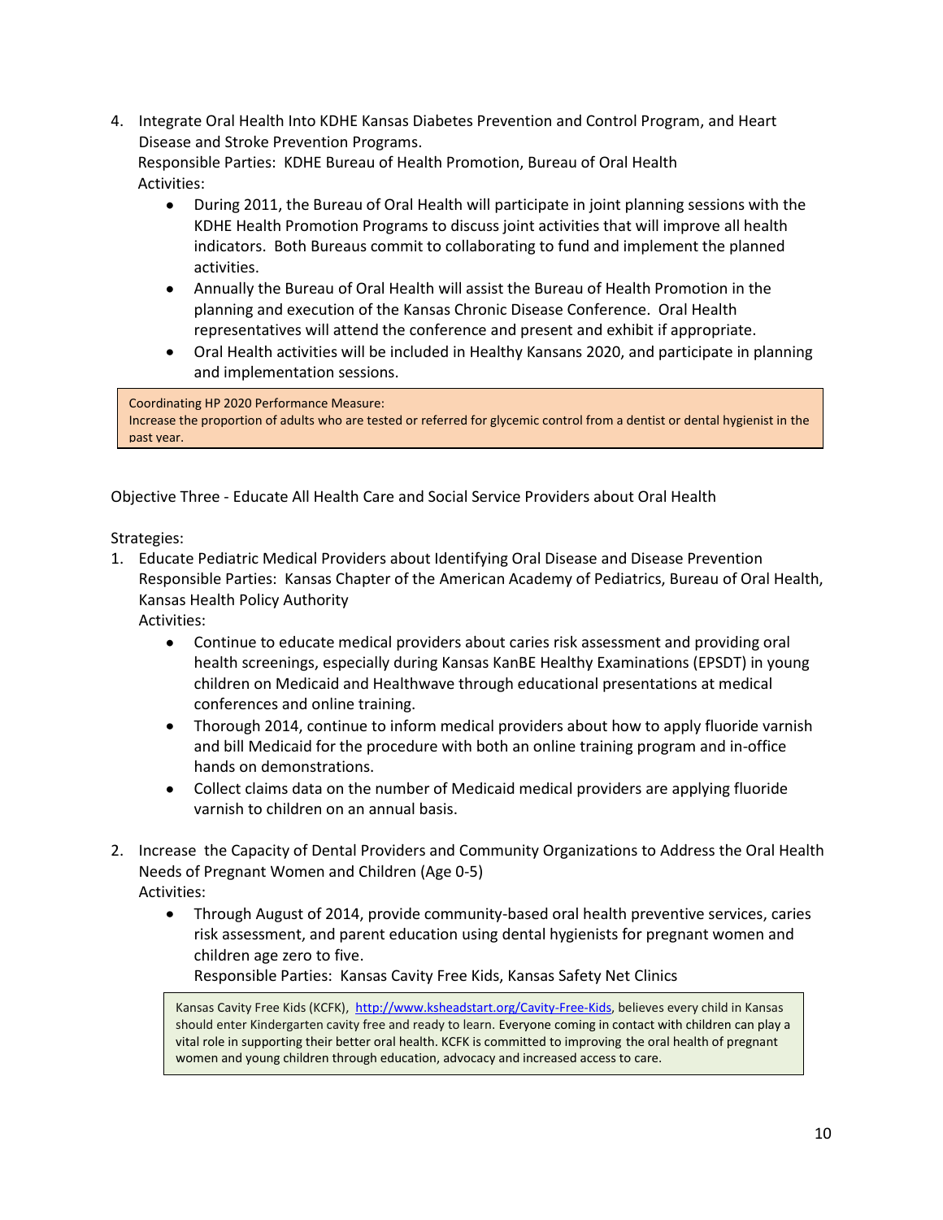4. Integrate Oral Health Into KDHE Kansas Diabetes Prevention and Control Program, and Heart Disease and Stroke Prevention Programs.
   Responsible Parties: KDHE Bureau of Health Promotion, Bureau of Oral Health
   Activities:
   - During 2011, the Bureau of Oral Health will participate in joint planning sessions with the KDHE Health Promotion Programs to discuss joint activities that will improve all health indicators. Both Bureaus commit to collaborating to fund and implement the planned activities.
   - Annually the Bureau of Oral Health will assist the Bureau of Health Promotion in the planning and execution of the Kansas Chronic Disease Conference. Oral Health representatives will attend the conference and present and exhibit if appropriate.
   - Oral Health activities will be included in Healthy Kansans 2020, and participate in planning and implementation sessions.

> Coordinating HP 2020 Performance Measure:
> Increase the proportion of adults who are tested or referred for glycemic control from a dentist or dental hygienist in the past year.

Objective Three - Educate All Health Care and Social Service Providers about Oral Health

Strategies:

1. Educate Pediatric Medical Providers about Identifying Oral Disease and Disease Prevention
   Responsible Parties: Kansas Chapter of the American Academy of Pediatrics, Bureau of Oral Health, Kansas Health Policy Authority
   Activities:
   - Continue to educate medical providers about caries risk assessment and providing oral health screenings, especially during Kansas KanBE Healthy Examinations (EPSDT) in young children on Medicaid and Healthwave through educational presentations at medical conferences and online training.
   - Thorough 2014, continue to inform medical providers about how to apply fluoride varnish and bill Medicaid for the procedure with both an online training program and in-office hands on demonstrations.
   - Collect claims data on the number of Medicaid medical providers are applying fluoride varnish to children on an annual basis.

2. Increase the Capacity of Dental Providers and Community Organizations to Address the Oral Health Needs of Pregnant Women and Children (Age 0-5)
   Activities:
   - Through August of 2014, provide community-based oral health preventive services, caries risk assessment, and parent education using dental hygienists for pregnant women and children age zero to five.
     Responsible Parties: Kansas Cavity Free Kids, Kansas Safety Net Clinics

> Kansas Cavity Free Kids (KCFK), http://www.ksheadstart.org/Cavity-Free-Kids, believes every child in Kansas should enter Kindergarten cavity free and ready to learn. Everyone coming in contact with children can play a vital role in supporting their better oral health. KCFK is committed to improving the oral health of pregnant women and young children through education, advocacy and increased access to care.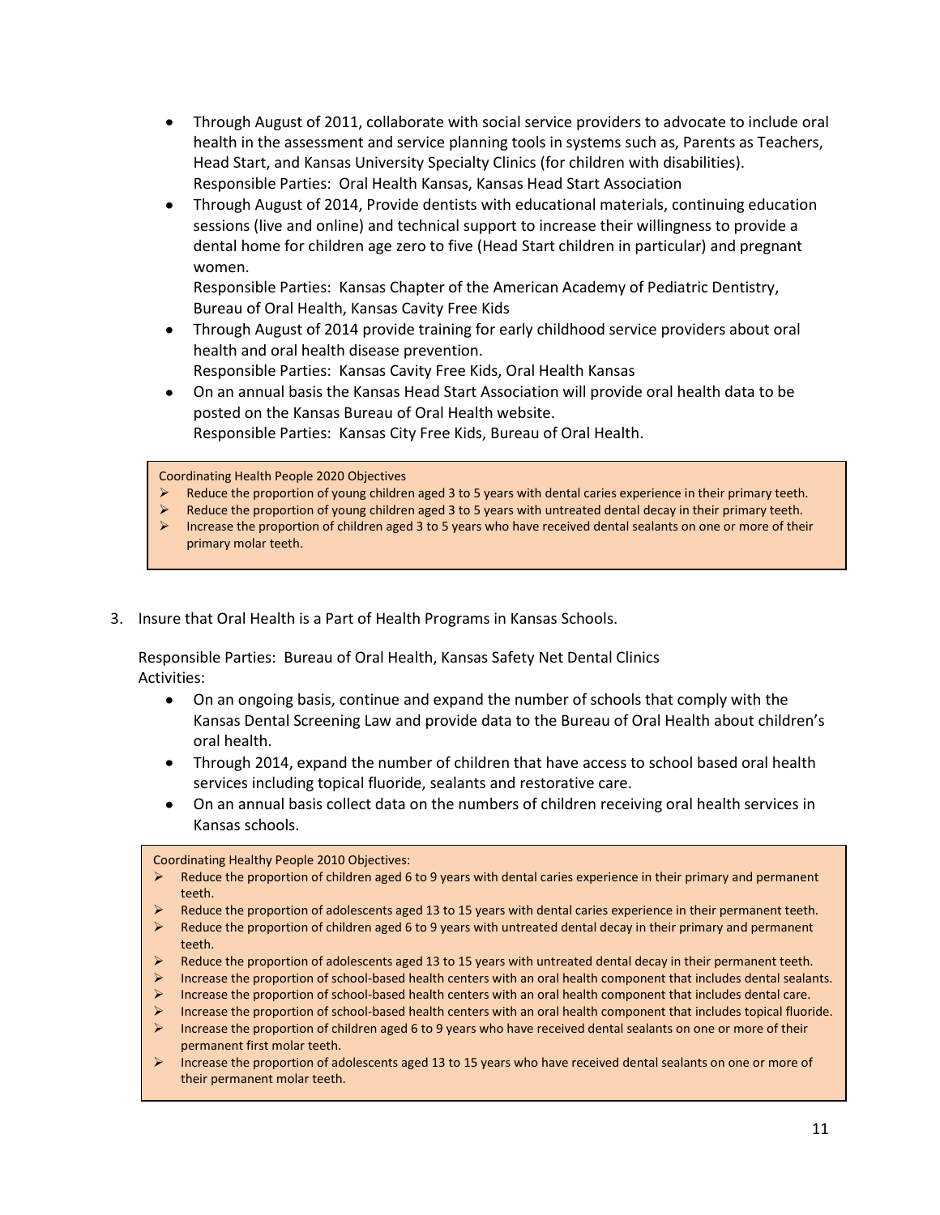- Through August of 2011, collaborate with social service providers to advocate to include oral health in the assessment and service planning tools in systems such as, Parents as Teachers, Head Start, and Kansas University Specialty Clinics (for children with disabilities).
  Responsible Parties: Oral Health Kansas, Kansas Head Start Association
- Through August of 2014, Provide dentists with educational materials, continuing education sessions (live and online) and technical support to increase their willingness to provide a dental home for children age zero to five (Head Start children in particular) and pregnant women.
  Responsible Parties: Kansas Chapter of the American Academy of Pediatric Dentistry, Bureau of Oral Health, Kansas Cavity Free Kids
- Through August of 2014 provide training for early childhood service providers about oral health and oral health disease prevention.
  Responsible Parties: Kansas Cavity Free Kids, Oral Health Kansas
- On an annual basis the Kansas Head Start Association will provide oral health data to be posted on the Kansas Bureau of Oral Health website.
  Responsible Parties: Kansas City Free Kids, Bureau of Oral Health.

> Coordinating Health People 2020 Objectives
> - Reduce the proportion of young children aged 3 to 5 years with dental caries experience in their primary teeth.
> - Reduce the proportion of young children aged 3 to 5 years with untreated dental decay in their primary teeth.
> - Increase the proportion of children aged 3 to 5 years who have received dental sealants on one or more of their primary molar teeth.

3. Insure that Oral Health is a Part of Health Programs in Kansas Schools.

   Responsible Parties: Bureau of Oral Health, Kansas Safety Net Dental Clinics
   Activities:

   - On an ongoing basis, continue and expand the number of schools that comply with the Kansas Dental Screening Law and provide data to the Bureau of Oral Health about children's oral health.
   - Through 2014, expand the number of children that have access to school based oral health services including topical fluoride, sealants and restorative care.
   - On an annual basis collect data on the numbers of children receiving oral health services in Kansas schools.

> Coordinating Healthy People 2010 Objectives:
> - Reduce the proportion of children aged 6 to 9 years with dental caries experience in their primary and permanent teeth.
> - Reduce the proportion of adolescents aged 13 to 15 years with dental caries experience in their permanent teeth.
> - Reduce the proportion of children aged 6 to 9 years with untreated dental decay in their primary and permanent teeth.
> - Reduce the proportion of adolescents aged 13 to 15 years with untreated dental decay in their permanent teeth.
> - Increase the proportion of school-based health centers with an oral health component that includes dental sealants.
> - Increase the proportion of school-based health centers with an oral health component that includes dental care.
> - Increase the proportion of school-based health centers with an oral health component that includes topical fluoride.
> - Increase the proportion of children aged 6 to 9 years who have received dental sealants on one or more of their permanent first molar teeth.
> - Increase the proportion of adolescents aged 13 to 15 years who have received dental sealants on one or more of their permanent molar teeth.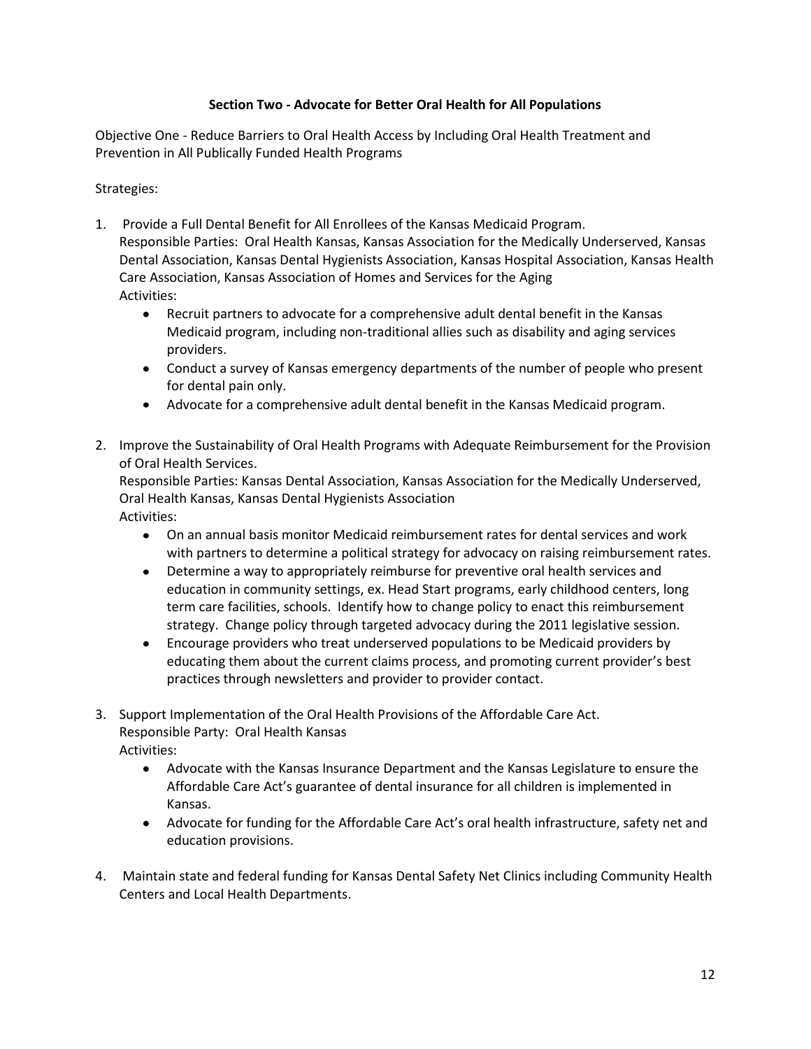## Section Two - Advocate for Better Oral Health for All Populations

Objective One - Reduce Barriers to Oral Health Access by Including Oral Health Treatment and Prevention in All Publically Funded Health Programs

Strategies:

1. Provide a Full Dental Benefit for All Enrollees of the Kansas Medicaid Program.
   Responsible Parties: Oral Health Kansas, Kansas Association for the Medically Underserved, Kansas Dental Association, Kansas Dental Hygienists Association, Kansas Hospital Association, Kansas Health Care Association, Kansas Association of Homes and Services for the Aging
   Activities:
   - Recruit partners to advocate for a comprehensive adult dental benefit in the Kansas Medicaid program, including non-traditional allies such as disability and aging services providers.
   - Conduct a survey of Kansas emergency departments of the number of people who present for dental pain only.
   - Advocate for a comprehensive adult dental benefit in the Kansas Medicaid program.

2. Improve the Sustainability of Oral Health Programs with Adequate Reimbursement for the Provision of Oral Health Services.
   Responsible Parties: Kansas Dental Association, Kansas Association for the Medically Underserved, Oral Health Kansas, Kansas Dental Hygienists Association
   Activities:
   - On an annual basis monitor Medicaid reimbursement rates for dental services and work with partners to determine a political strategy for advocacy on raising reimbursement rates.
   - Determine a way to appropriately reimburse for preventive oral health services and education in community settings, ex. Head Start programs, early childhood centers, long term care facilities, schools. Identify how to change policy to enact this reimbursement strategy. Change policy through targeted advocacy during the 2011 legislative session.
   - Encourage providers who treat underserved populations to be Medicaid providers by educating them about the current claims process, and promoting current provider's best practices through newsletters and provider to provider contact.

3. Support Implementation of the Oral Health Provisions of the Affordable Care Act.
   Responsible Party: Oral Health Kansas
   Activities:
   - Advocate with the Kansas Insurance Department and the Kansas Legislature to ensure the Affordable Care Act's guarantee of dental insurance for all children is implemented in Kansas.
   - Advocate for funding for the Affordable Care Act's oral health infrastructure, safety net and education provisions.

4. Maintain state and federal funding for Kansas Dental Safety Net Clinics including Community Health Centers and Local Health Departments.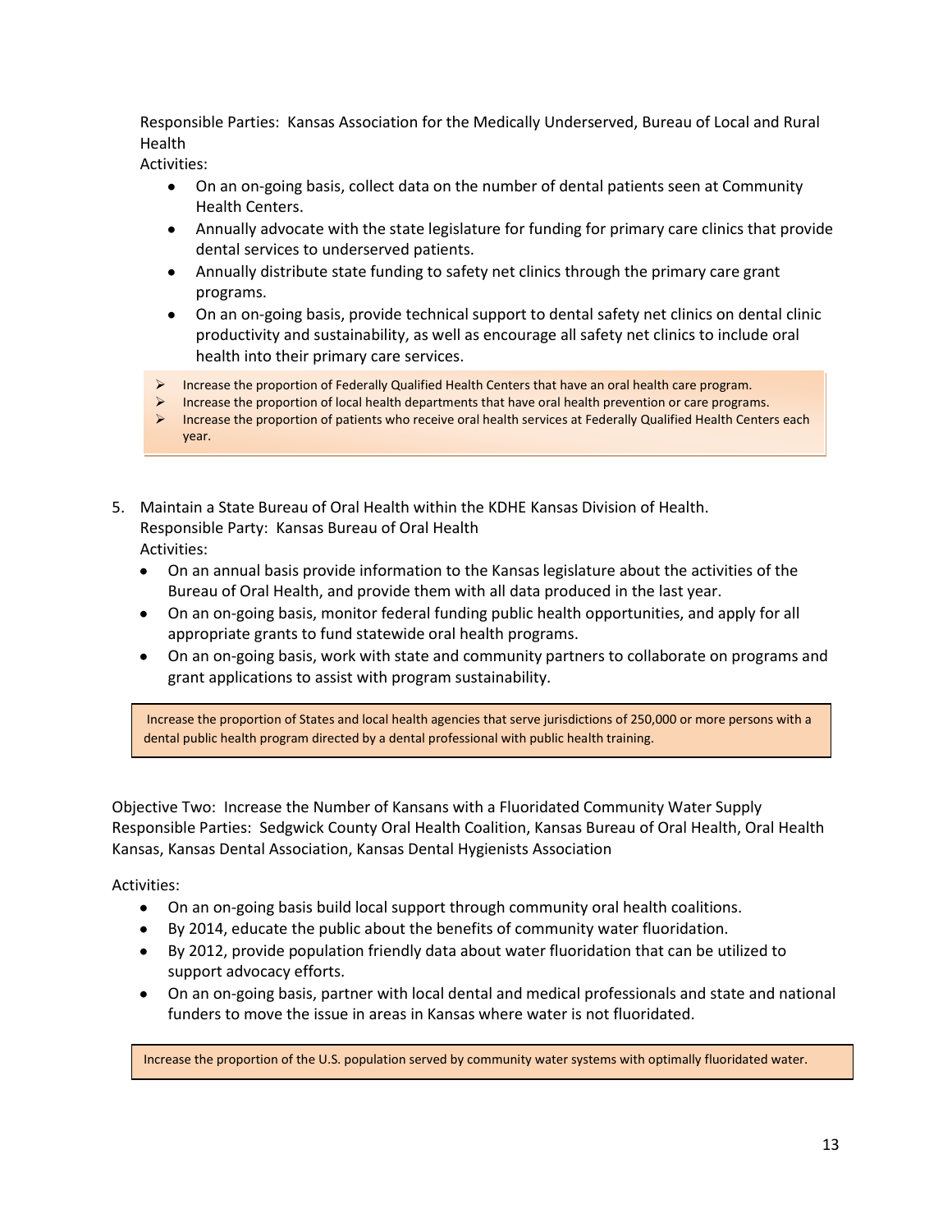Responsible Parties: Kansas Association for the Medically Underserved, Bureau of Local and Rural Health

Activities:

- On an on-going basis, collect data on the number of dental patients seen at Community Health Centers.
- Annually advocate with the state legislature for funding for primary care clinics that provide dental services to underserved patients.
- Annually distribute state funding to safety net clinics through the primary care grant programs.
- On an on-going basis, provide technical support to dental safety net clinics on dental clinic productivity and sustainability, as well as encourage all safety net clinics to include oral health into their primary care services.

> - Increase the proportion of Federally Qualified Health Centers that have an oral health care program.
> - Increase the proportion of local health departments that have oral health prevention or care programs.
> - Increase the proportion of patients who receive oral health services at Federally Qualified Health Centers each year.

5. Maintain a State Bureau of Oral Health within the KDHE Kansas Division of Health.
   Responsible Party: Kansas Bureau of Oral Health
   Activities:
   - On an annual basis provide information to the Kansas legislature about the activities of the Bureau of Oral Health, and provide them with all data produced in the last year.
   - On an on-going basis, monitor federal funding public health opportunities, and apply for all appropriate grants to fund statewide oral health programs.
   - On an on-going basis, work with state and community partners to collaborate on programs and grant applications to assist with program sustainability.

> Increase the proportion of States and local health agencies that serve jurisdictions of 250,000 or more persons with a dental public health program directed by a dental professional with public health training.

Objective Two: Increase the Number of Kansans with a Fluoridated Community Water Supply
Responsible Parties: Sedgwick County Oral Health Coalition, Kansas Bureau of Oral Health, Oral Health Kansas, Kansas Dental Association, Kansas Dental Hygienists Association

Activities:

- On an on-going basis build local support through community oral health coalitions.
- By 2014, educate the public about the benefits of community water fluoridation.
- By 2012, provide population friendly data about water fluoridation that can be utilized to support advocacy efforts.
- On an on-going basis, partner with local dental and medical professionals and state and national funders to move the issue in areas in Kansas where water is not fluoridated.

> Increase the proportion of the U.S. population served by community water systems with optimally fluoridated water.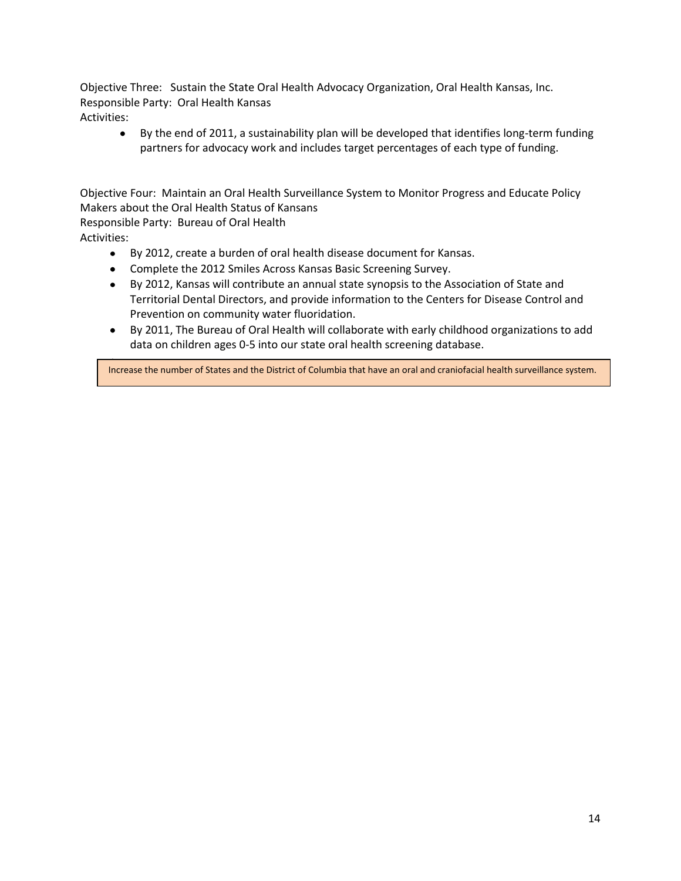Objective Three: Sustain the State Oral Health Advocacy Organization, Oral Health Kansas, Inc.
Responsible Party: Oral Health Kansas
Activities:

- By the end of 2011, a sustainability plan will be developed that identifies long-term funding partners for advocacy work and includes target percentages of each type of funding.

Objective Four: Maintain an Oral Health Surveillance System to Monitor Progress and Educate Policy Makers about the Oral Health Status of Kansans
Responsible Party: Bureau of Oral Health
Activities:

- By 2012, create a burden of oral health disease document for Kansas.
- Complete the 2012 Smiles Across Kansas Basic Screening Survey.
- By 2012, Kansas will contribute an annual state synopsis to the Association of State and Territorial Dental Directors, and provide information to the Centers for Disease Control and Prevention on community water fluoridation.
- By 2011, The Bureau of Oral Health will collaborate with early childhood organizations to add data on children ages 0-5 into our state oral health screening database.

> Increase the number of States and the District of Columbia that have an oral and craniofacial health surveillance system.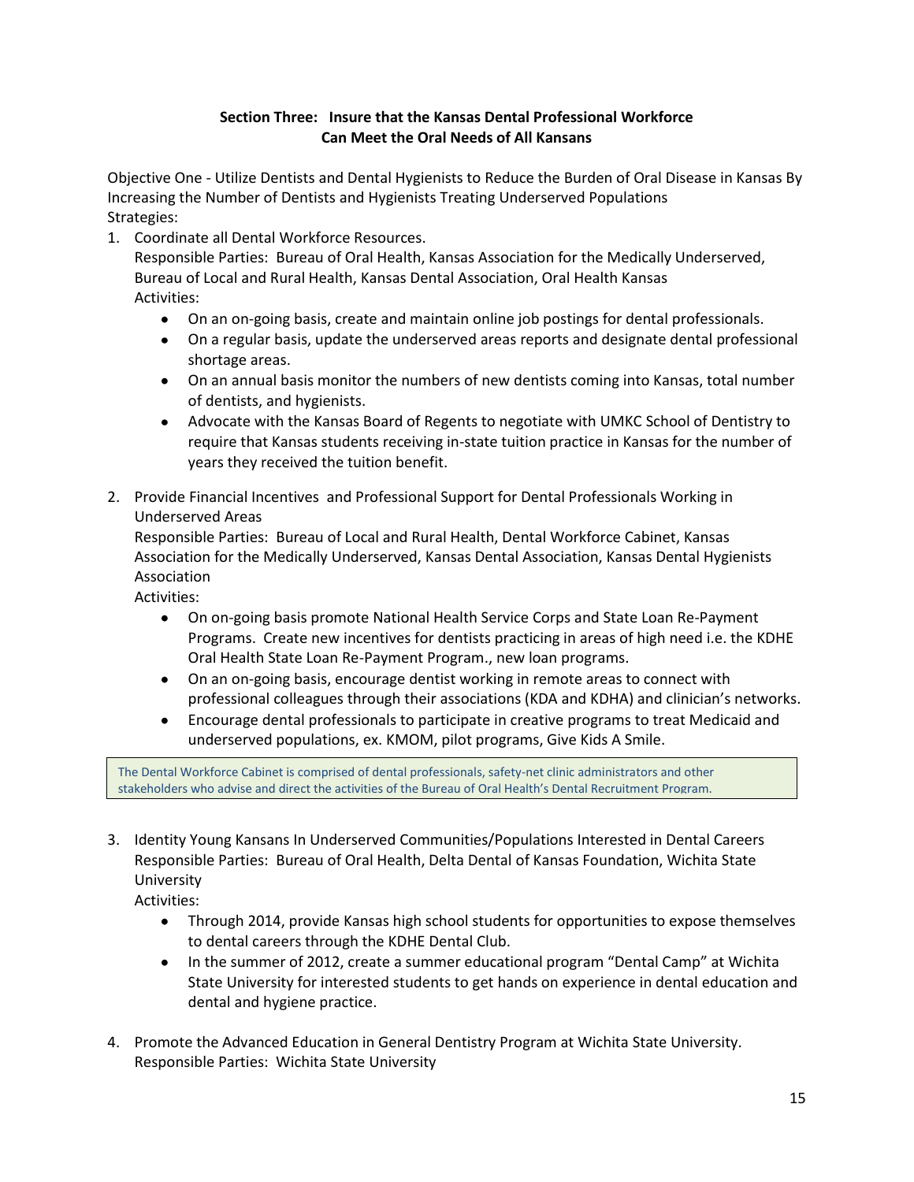**Section Three: Insure that the Kansas Dental Professional Workforce Can Meet the Oral Needs of All Kansans**

Objective One - Utilize Dentists and Dental Hygienists to Reduce the Burden of Oral Disease in Kansas By Increasing the Number of Dentists and Hygienists Treating Underserved Populations
Strategies:

1. Coordinate all Dental Workforce Resources.
   Responsible Parties: Bureau of Oral Health, Kansas Association for the Medically Underserved, Bureau of Local and Rural Health, Kansas Dental Association, Oral Health Kansas
   Activities:
   - On an on-going basis, create and maintain online job postings for dental professionals.
   - On a regular basis, update the underserved areas reports and designate dental professional shortage areas.
   - On an annual basis monitor the numbers of new dentists coming into Kansas, total number of dentists, and hygienists.
   - Advocate with the Kansas Board of Regents to negotiate with UMKC School of Dentistry to require that Kansas students receiving in-state tuition practice in Kansas for the number of years they received the tuition benefit.

2. Provide Financial Incentives and Professional Support for Dental Professionals Working in Underserved Areas
   Responsible Parties: Bureau of Local and Rural Health, Dental Workforce Cabinet, Kansas Association for the Medically Underserved, Kansas Dental Association, Kansas Dental Hygienists Association
   Activities:
   - On on-going basis promote National Health Service Corps and State Loan Re-Payment Programs. Create new incentives for dentists practicing in areas of high need i.e. the KDHE Oral Health State Loan Re-Payment Program., new loan programs.
   - On an on-going basis, encourage dentist working in remote areas to connect with professional colleagues through their associations (KDA and KDHA) and clinician's networks.
   - Encourage dental professionals to participate in creative programs to treat Medicaid and underserved populations, ex. KMOM, pilot programs, Give Kids A Smile.

> The Dental Workforce Cabinet is comprised of dental professionals, safety-net clinic administrators and other stakeholders who advise and direct the activities of the Bureau of Oral Health's Dental Recruitment Program.

3. Identity Young Kansans In Underserved Communities/Populations Interested in Dental Careers
   Responsible Parties: Bureau of Oral Health, Delta Dental of Kansas Foundation, Wichita State University
   Activities:
   - Through 2014, provide Kansas high school students for opportunities to expose themselves to dental careers through the KDHE Dental Club.
   - In the summer of 2012, create a summer educational program "Dental Camp" at Wichita State University for interested students to get hands on experience in dental education and dental and hygiene practice.

4. Promote the Advanced Education in General Dentistry Program at Wichita State University.
   Responsible Parties: Wichita State University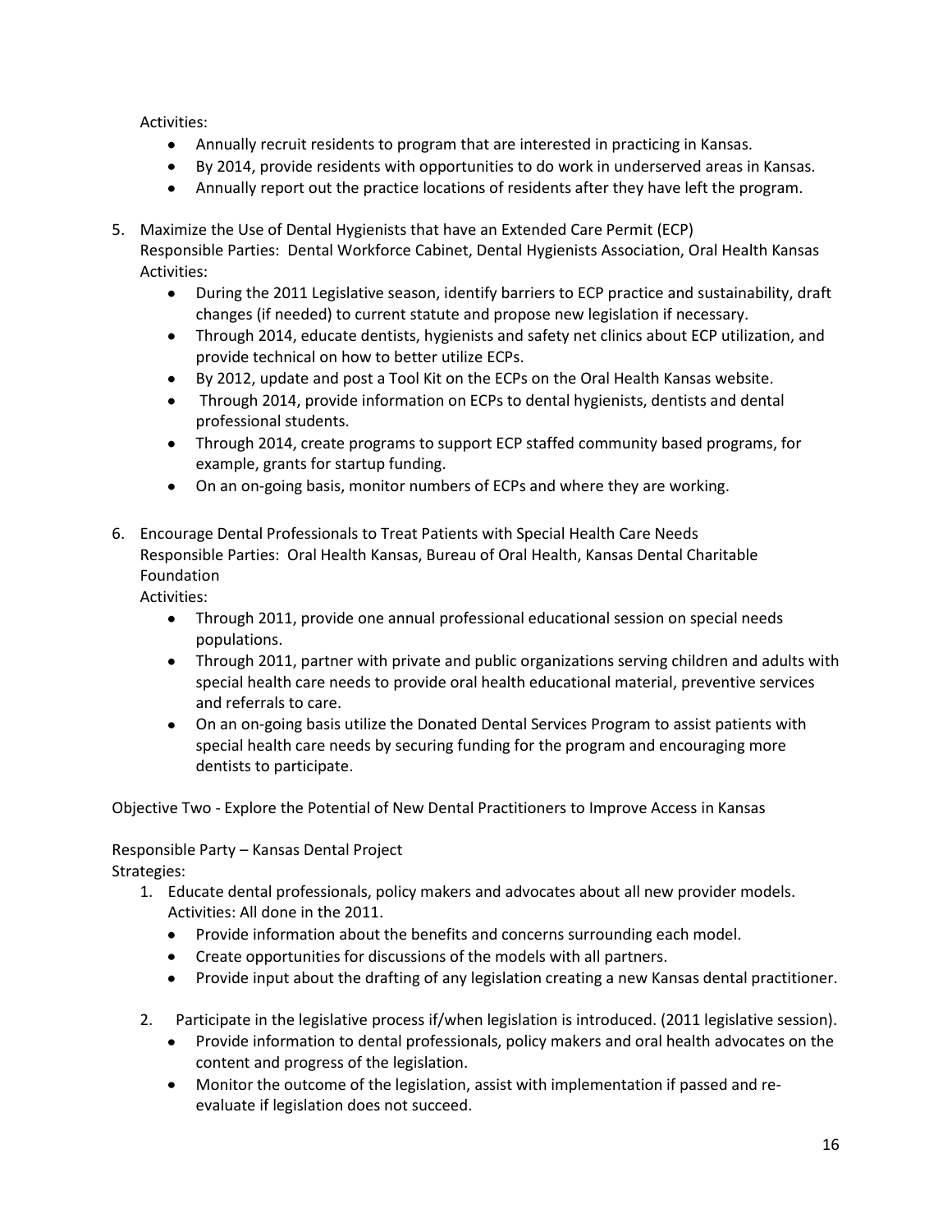Activities:

- Annually recruit residents to program that are interested in practicing in Kansas.
- By 2014, provide residents with opportunities to do work in underserved areas in Kansas.
- Annually report out the practice locations of residents after they have left the program.

5. Maximize the Use of Dental Hygienists that have an Extended Care Permit (ECP)
   Responsible Parties: Dental Workforce Cabinet, Dental Hygienists Association, Oral Health Kansas
   Activities:
   - During the 2011 Legislative season, identify barriers to ECP practice and sustainability, draft changes (if needed) to current statute and propose new legislation if necessary.
   - Through 2014, educate dentists, hygienists and safety net clinics about ECP utilization, and provide technical on how to better utilize ECPs.
   - By 2012, update and post a Tool Kit on the ECPs on the Oral Health Kansas website.
   - Through 2014, provide information on ECPs to dental hygienists, dentists and dental professional students.
   - Through 2014, create programs to support ECP staffed community based programs, for example, grants for startup funding.
   - On an on-going basis, monitor numbers of ECPs and where they are working.

6. Encourage Dental Professionals to Treat Patients with Special Health Care Needs
   Responsible Parties: Oral Health Kansas, Bureau of Oral Health, Kansas Dental Charitable Foundation
   Activities:
   - Through 2011, provide one annual professional educational session on special needs populations.
   - Through 2011, partner with private and public organizations serving children and adults with special health care needs to provide oral health educational material, preventive services and referrals to care.
   - On an on-going basis utilize the Donated Dental Services Program to assist patients with special health care needs by securing funding for the program and encouraging more dentists to participate.

Objective Two - Explore the Potential of New Dental Practitioners to Improve Access in Kansas

Responsible Party – Kansas Dental Project
Strategies:

1. Educate dental professionals, policy makers and advocates about all new provider models.
   Activities: All done in the 2011.
   - Provide information about the benefits and concerns surrounding each model.
   - Create opportunities for discussions of the models with all partners.
   - Provide input about the drafting of any legislation creating a new Kansas dental practitioner.

2. Participate in the legislative process if/when legislation is introduced. (2011 legislative session).
   - Provide information to dental professionals, policy makers and oral health advocates on the content and progress of the legislation.
   - Monitor the outcome of the legislation, assist with implementation if passed and re-evaluate if legislation does not succeed.